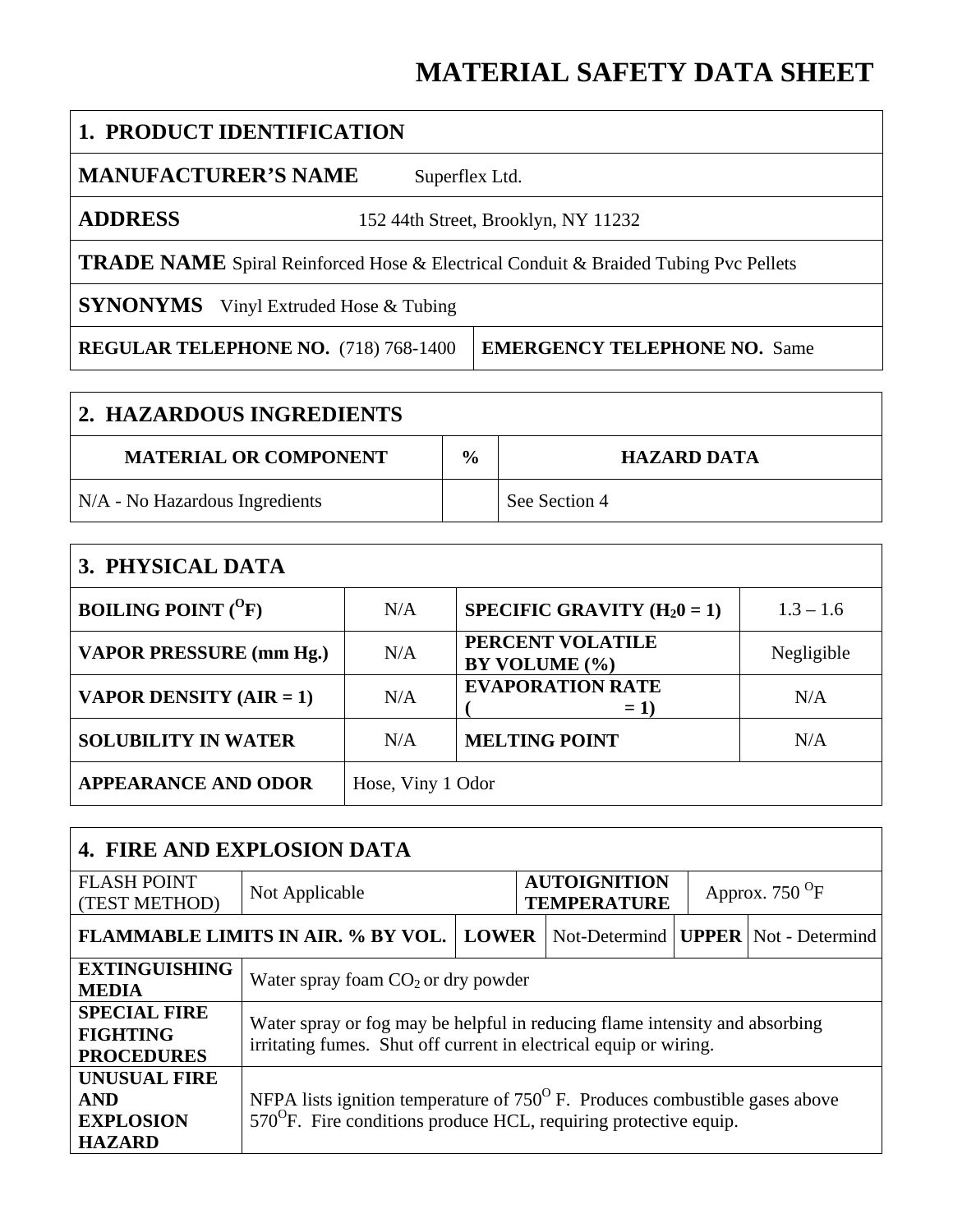# MATERIAL SAFETY DATA SHEET

## 1. PRODUCT IDENTIFICATION

**MANUFACTURER'S NAME** Superflex Ltd.

**ADDRESS** 152 44th Street, Brooklyn, NY 11232

**TRADE NAME** Spiral Reinforced Hose & Electrical Conduit & Braided Tubing Pvc Pellets

**SYNONYMS** Vinyl Extruded Hose & Tubing

| **REGULAR TELEPHONE NO.** (718) 768-1400 | **EMERGENCY TELEPHONE NO.** Same |
|---|---|

## 2. HAZARDOUS INGREDIENTS

| MATERIAL OR COMPONENT | % | HAZARD DATA |
|---|---|---|
| N/A - No Hazardous Ingredients | | See Section 4 |

## 3. PHYSICAL DATA

| | | | |
|---|---|---|---|
| **BOILING POINT (°F)** | N/A | **SPECIFIC GRAVITY ($H_20$ = 1)** | 1.3 – 1.6 |
| **VAPOR PRESSURE (mm Hg.)** | N/A | **PERCENT VOLATILE BY VOLUME (%)** | Negligible |
| **VAPOR DENSITY (AIR = 1)** | N/A | **EVAPORATION RATE ( = 1)** | N/A |
| **SOLUBILITY IN WATER** | N/A | **MELTING POINT** | N/A |
| **APPEARANCE AND ODOR** | Hose, Viny 1 Odor | | |

## 4. FIRE AND EXPLOSION DATA

| | | | |
|---|---|---|---|
| FLASH POINT (TEST METHOD) | Not Applicable | **AUTOIGNITION TEMPERATURE** | Approx. 750 °F |

| **FLAMMABLE LIMITS IN AIR. % BY VOL.** | **LOWER** | Not-Determind | **UPPER** | Not - Determind |
|---|---|---|---|---|

| | |
|---|---|
| **EXTINGUISHING MEDIA** | Water spray foam $CO_2$ or dry powder |
| **SPECIAL FIRE FIGHTING PROCEDURES** | Water spray or fog may be helpful in reducing flame intensity and absorbing irritating fumes. Shut off current in electrical equip or wiring. |
| **UNUSUAL FIRE AND EXPLOSION HAZARD** | NFPA lists ignition temperature of 750° F. Produces combustible gases above 570°F. Fire conditions produce HCL, requiring protective equip. |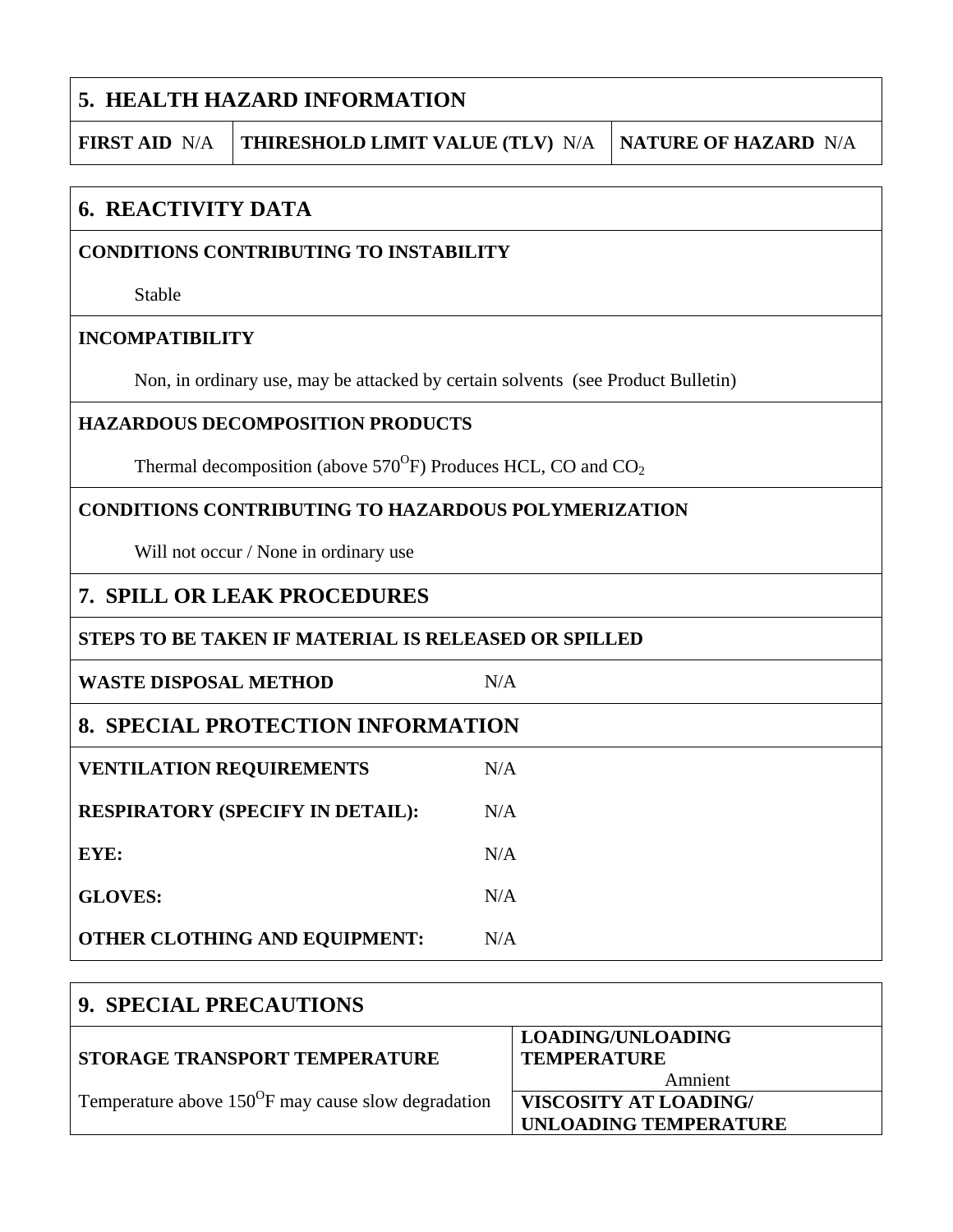## 5. HEALTH HAZARD INFORMATION

| | | |
|---|---|---|
| **FIRST AID** N/A | **THIRESHOLD LIMIT VALUE (TLV)** N/A | **NATURE OF HAZARD** N/A |

## 6. REACTIVITY DATA

**CONDITIONS CONTRIBUTING TO INSTABILITY**

Stable

**INCOMPATIBILITY**

Non, in ordinary use, may be attacked by certain solvents (see Product Bulletin)

**HAZARDOUS DECOMPOSITION PRODUCTS**

Thermal decomposition (above $570^{O}F$) Produces HCL, CO and $CO_2$

**CONDITIONS CONTRIBUTING TO HAZARDOUS POLYMERIZATION**

Will not occur / None in ordinary use

## 7. SPILL OR LEAK PROCEDURES

**STEPS TO BE TAKEN IF MATERIAL IS RELEASED OR SPILLED**

**WASTE DISPOSAL METHOD** N/A

## 8. SPECIAL PROTECTION INFORMATION

| | |
|---|---|
| **VENTILATION REQUIREMENTS** | N/A |
| **RESPIRATORY (SPECIFY IN DETAIL):** | N/A |
| **EYE:** | N/A |
| **GLOVES:** | N/A |
| **OTHER CLOTHING AND EQUIPMENT:** | N/A |

## 9. SPECIAL PRECAUTIONS

| | |
|---|---|
| **STORAGE TRANSPORT TEMPERATURE** | **LOADING/UNLOADING TEMPERATURE** Amnient |
| Temperature above $150^{O}F$ may cause slow degradation | **VISCOSITY AT LOADING/ UNLOADING TEMPERATURE** |